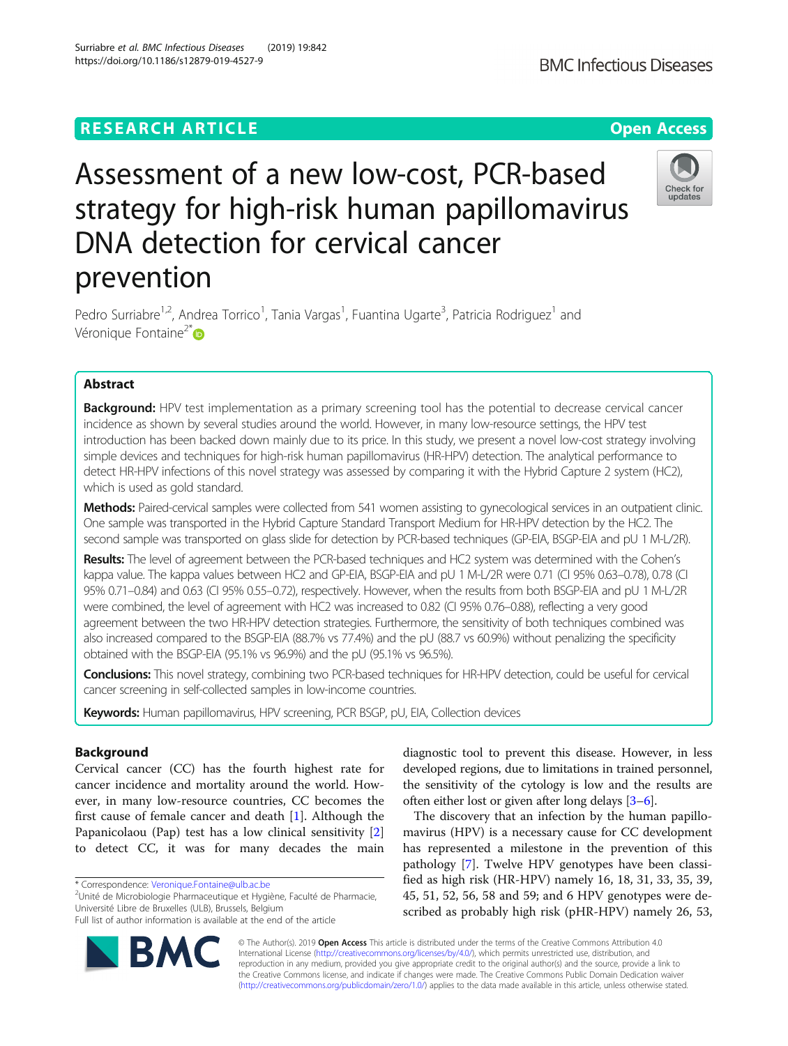RESEARCH ARTICLE

Open Access

# Assessment of a new low-cost, PCR-based strategy for high-risk human papillomavirus DNA detection for cervical cancer prevention

Pedro Surriabre[1,2], Andrea Torrico[1], Tania Vargas[1], Fuantina Ugarte[3], Patricia Rodriguez[1] and Véronique Fontaine[2*]

## Abstract

**Background:** HPV test implementation as a primary screening tool has the potential to decrease cervical cancer incidence as shown by several studies around the world. However, in many low-resource settings, the HPV test introduction has been backed down mainly due to its price. In this study, we present a novel low-cost strategy involving simple devices and techniques for high-risk human papillomavirus (HR-HPV) detection. The analytical performance to detect HR-HPV infections of this novel strategy was assessed by comparing it with the Hybrid Capture 2 system (HC2), which is used as gold standard.

**Methods:** Paired-cervical samples were collected from 541 women assisting to gynecological services in an outpatient clinic. One sample was transported in the Hybrid Capture Standard Transport Medium for HR-HPV detection by the HC2. The second sample was transported on glass slide for detection by PCR-based techniques (GP-EIA, BSGP-EIA and pU 1 M-L/2R).

**Results:** The level of agreement between the PCR-based techniques and HC2 system was determined with the Cohen's kappa value. The kappa values between HC2 and GP-EIA, BSGP-EIA and pU 1 M-L/2R were 0.71 (CI 95% 0.63–0.78), 0.78 (CI 95% 0.71–0.84) and 0.63 (CI 95% 0.55–0.72), respectively. However, when the results from both BSGP-EIA and pU 1 M-L/2R were combined, the level of agreement with HC2 was increased to 0.82 (CI 95% 0.76–0.88), reflecting a very good agreement between the two HR-HPV detection strategies. Furthermore, the sensitivity of both techniques combined was also increased compared to the BSGP-EIA (88.7% vs 77.4%) and the pU (88.7 vs 60.9%) without penalizing the specificity obtained with the BSGP-EIA (95.1% vs 96.9%) and the pU (95.1% vs 96.5%).

**Conclusions:** This novel strategy, combining two PCR-based techniques for HR-HPV detection, could be useful for cervical cancer screening in self-collected samples in low-income countries.

**Keywords:** Human papillomavirus, HPV screening, PCR BSGP, pU, EIA, Collection devices

## Background

Cervical cancer (CC) has the fourth highest rate for cancer incidence and mortality around the world. However, in many low-resource countries, CC becomes the first cause of female cancer and death [1]. Although the Papanicolaou (Pap) test has a low clinical sensitivity [2] to detect CC, it was for many decades the main diagnostic tool to prevent this disease. However, in less developed regions, due to limitations in trained personnel, the sensitivity of the cytology is low and the results are often either lost or given after long delays [3–6].

The discovery that an infection by the human papillomavirus (HPV) is a necessary cause for CC development has represented a milestone in the prevention of this pathology [7]. Twelve HPV genotypes have been classified as high risk (HR-HPV) namely 16, 18, 31, 33, 35, 39, 45, 51, 52, 56, 58 and 59; and 6 HPV genotypes were described as probably high risk (pHR-HPV) namely 26, 53,

* Correspondence: Veronique.Fontaine@ulb.ac.be
[2]Unité de Microbiologie Pharmaceutique et Hygiène, Faculté de Pharmacie, Université Libre de Bruxelles (ULB), Brussels, Belgium
Full list of author information is available at the end of the article

© The Author(s). 2019 **Open Access** This article is distributed under the terms of the Creative Commons Attribution 4.0 International License (http://creativecommons.org/licenses/by/4.0/), which permits unrestricted use, distribution, and reproduction in any medium, provided you give appropriate credit to the original author(s) and the source, provide a link to the Creative Commons license, and indicate if changes were made. The Creative Commons Public Domain Dedication waiver (http://creativecommons.org/publicdomain/zero/1.0/) applies to the data made available in this article, unless otherwise stated.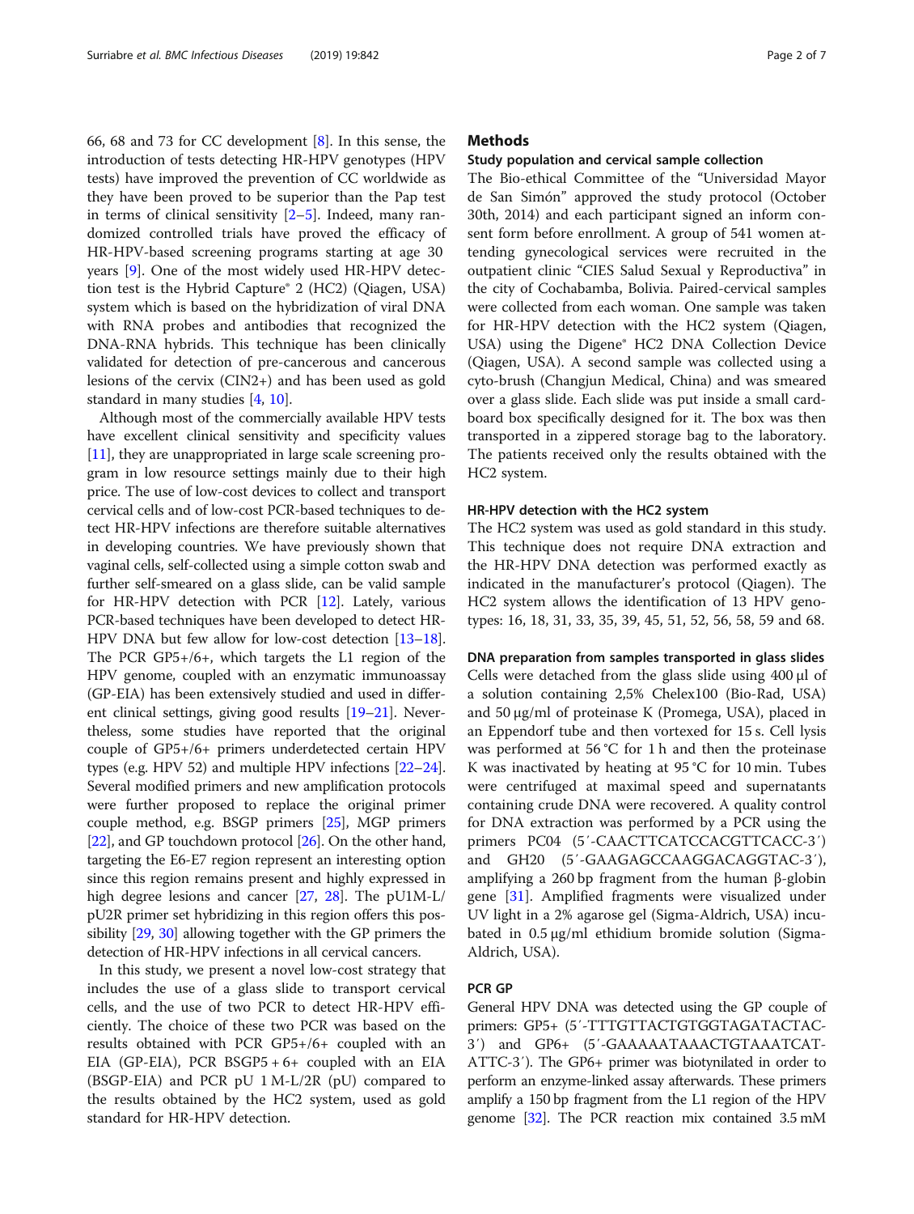66, 68 and 73 for CC development [8]. In this sense, the introduction of tests detecting HR-HPV genotypes (HPV tests) have improved the prevention of CC worldwide as they have been proved to be superior than the Pap test in terms of clinical sensitivity [2–5]. Indeed, many randomized controlled trials have proved the efficacy of HR-HPV-based screening programs starting at age 30 years [9]. One of the most widely used HR-HPV detection test is the Hybrid Capture® 2 (HC2) (Qiagen, USA) system which is based on the hybridization of viral DNA with RNA probes and antibodies that recognized the DNA-RNA hybrids. This technique has been clinically validated for detection of pre-cancerous and cancerous lesions of the cervix (CIN2+) and has been used as gold standard in many studies [4, 10].

Although most of the commercially available HPV tests have excellent clinical sensitivity and specificity values [11], they are unappropriated in large scale screening program in low resource settings mainly due to their high price. The use of low-cost devices to collect and transport cervical cells and of low-cost PCR-based techniques to detect HR-HPV infections are therefore suitable alternatives in developing countries. We have previously shown that vaginal cells, self-collected using a simple cotton swab and further self-smeared on a glass slide, can be valid sample for HR-HPV detection with PCR [12]. Lately, various PCR-based techniques have been developed to detect HR-HPV DNA but few allow for low-cost detection [13–18]. The PCR GP5+/6+, which targets the L1 region of the HPV genome, coupled with an enzymatic immunoassay (GP-EIA) has been extensively studied and used in different clinical settings, giving good results [19–21]. Nevertheless, some studies have reported that the original couple of GP5+/6+ primers underdetected certain HPV types (e.g. HPV 52) and multiple HPV infections [22–24]. Several modified primers and new amplification protocols were further proposed to replace the original primer couple method, e.g. BSGP primers [25], MGP primers [22], and GP touchdown protocol [26]. On the other hand, targeting the E6-E7 region represent an interesting option since this region remains present and highly expressed in high degree lesions and cancer [27, 28]. The pU1M-L/pU2R primer set hybridizing in this region offers this possibility [29, 30] allowing together with the GP primers the detection of HR-HPV infections in all cervical cancers.

In this study, we present a novel low-cost strategy that includes the use of a glass slide to transport cervical cells, and the use of two PCR to detect HR-HPV efficiently. The choice of these two PCR was based on the results obtained with PCR GP5+/6+ coupled with an EIA (GP-EIA), PCR BSGP5 + 6+ coupled with an EIA (BSGP-EIA) and PCR pU 1 M-L/2R (pU) compared to the results obtained by the HC2 system, used as gold standard for HR-HPV detection.

## Methods

### Study population and cervical sample collection

The Bio-ethical Committee of the "Universidad Mayor de San Simón" approved the study protocol (October 30th, 2014) and each participant signed an inform consent form before enrollment. A group of 541 women attending gynecological services were recruited in the outpatient clinic "CIES Salud Sexual y Reproductiva" in the city of Cochabamba, Bolivia. Paired-cervical samples were collected from each woman. One sample was taken for HR-HPV detection with the HC2 system (Qiagen, USA) using the Digene® HC2 DNA Collection Device (Qiagen, USA). A second sample was collected using a cyto-brush (Changjun Medical, China) and was smeared over a glass slide. Each slide was put inside a small cardboard box specifically designed for it. The box was then transported in a zippered storage bag to the laboratory. The patients received only the results obtained with the HC2 system.

### HR-HPV detection with the HC2 system

The HC2 system was used as gold standard in this study. This technique does not require DNA extraction and the HR-HPV DNA detection was performed exactly as indicated in the manufacturer's protocol (Qiagen). The HC2 system allows the identification of 13 HPV genotypes: 16, 18, 31, 33, 35, 39, 45, 51, 52, 56, 58, 59 and 68.

### DNA preparation from samples transported in glass slides

Cells were detached from the glass slide using 400 μl of a solution containing 2,5% Chelex100 (Bio-Rad, USA) and 50 μg/ml of proteinase K (Promega, USA), placed in an Eppendorf tube and then vortexed for 15 s. Cell lysis was performed at 56 °C for 1 h and then the proteinase K was inactivated by heating at 95 °C for 10 min. Tubes were centrifuged at maximal speed and supernatants containing crude DNA were recovered. A quality control for DNA extraction was performed by a PCR using the primers PC04 (5′-CAACTTCATCCACGTTCACC-3′) and GH20 (5′-GAAGAGCCAAGGACAGGTAC-3′), amplifying a 260 bp fragment from the human β-globin gene [31]. Amplified fragments were visualized under UV light in a 2% agarose gel (Sigma-Aldrich, USA) incubated in 0.5 μg/ml ethidium bromide solution (Sigma-Aldrich, USA).

### PCR GP

General HPV DNA was detected using the GP couple of primers: GP5+ (5′-TTTGTTACTGTGGTAGATACTAC-3′) and GP6+ (5′-GAAAAATAAACTGTAAATCAT-ATTC-3′). The GP6+ primer was biotynilated in order to perform an enzyme-linked assay afterwards. These primers amplify a 150 bp fragment from the L1 region of the HPV genome [32]. The PCR reaction mix contained 3.5 mM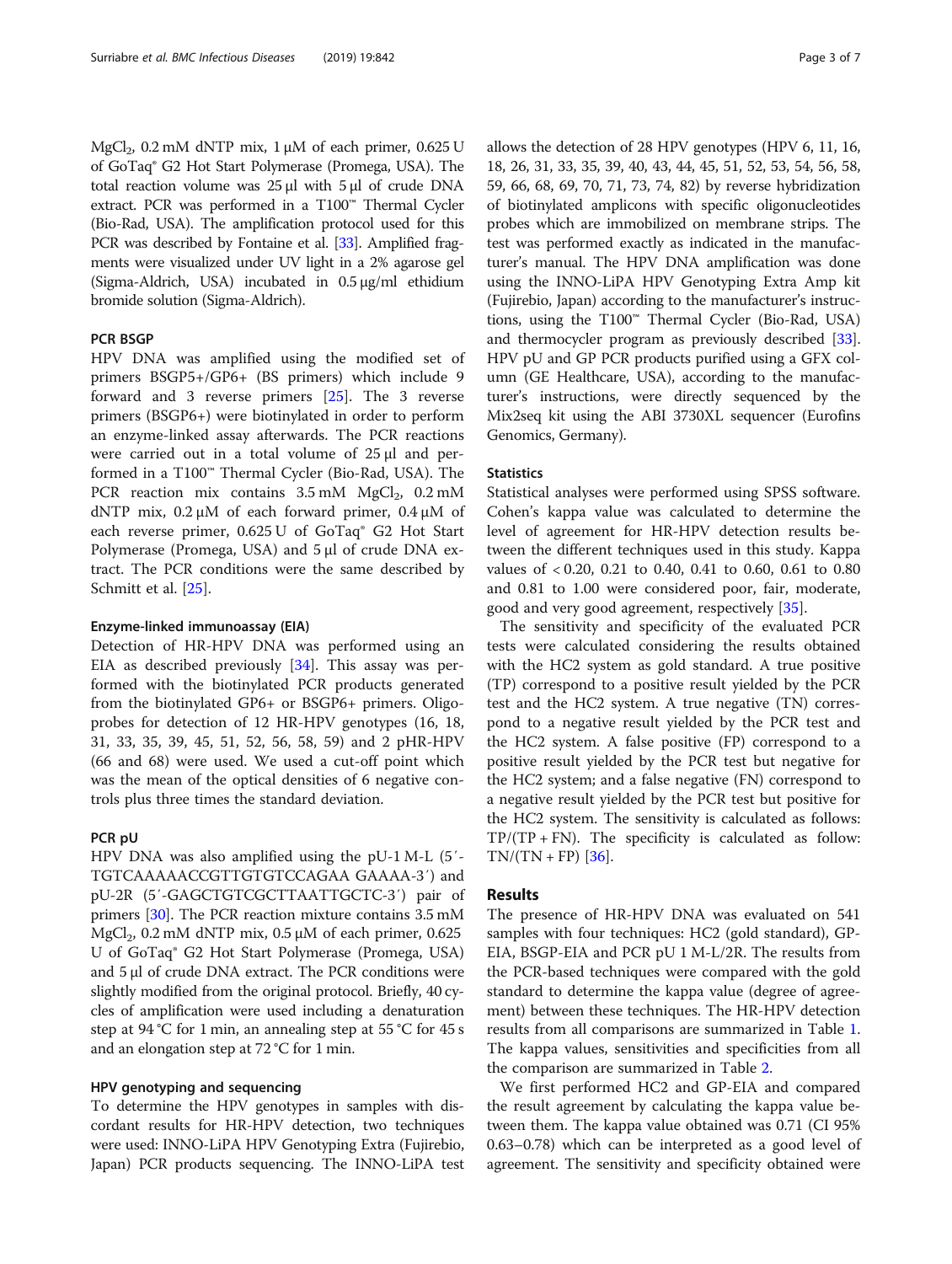$MgCl_2$, 0.2 mM dNTP mix, 1 μM of each primer, 0.625 U of GoTaq® G2 Hot Start Polymerase (Promega, USA). The total reaction volume was 25 μl with 5 μl of crude DNA extract. PCR was performed in a T100™ Thermal Cycler (Bio-Rad, USA). The amplification protocol used for this PCR was described by Fontaine et al. [33]. Amplified fragments were visualized under UV light in a 2% agarose gel (Sigma-Aldrich, USA) incubated in 0.5 μg/ml ethidium bromide solution (Sigma-Aldrich).

### PCR BSGP

HPV DNA was amplified using the modified set of primers BSGP5+/GP6+ (BS primers) which include 9 forward and 3 reverse primers [25]. The 3 reverse primers (BSGP6+) were biotinylated in order to perform an enzyme-linked assay afterwards. The PCR reactions were carried out in a total volume of 25 μl and performed in a T100™ Thermal Cycler (Bio-Rad, USA). The PCR reaction mix contains 3.5 mM $MgCl_2$, 0.2 mM dNTP mix, 0.2 μM of each forward primer, 0.4 μM of each reverse primer, 0.625 U of GoTaq® G2 Hot Start Polymerase (Promega, USA) and 5 μl of crude DNA extract. The PCR conditions were the same described by Schmitt et al. [25].

### Enzyme-linked immunoassay (EIA)

Detection of HR-HPV DNA was performed using an EIA as described previously [34]. This assay was performed with the biotinylated PCR products generated from the biotinylated GP6+ or BSGP6+ primers. Oligoprobes for detection of 12 HR-HPV genotypes (16, 18, 31, 33, 35, 39, 45, 51, 52, 56, 58, 59) and 2 pHR-HPV (66 and 68) were used. We used a cut-off point which was the mean of the optical densities of 6 negative controls plus three times the standard deviation.

### PCR pU

HPV DNA was also amplified using the pU-1 M-L (5′-TGTCAAAAACCGTTGTGTCCAGAA GAAAA-3′) and pU-2R (5′-GAGCTGTCGCTTAATTGCTC-3′) pair of primers [30]. The PCR reaction mixture contains 3.5 mM $MgCl_2$, 0.2 mM dNTP mix, 0.5 μM of each primer, 0.625 U of GoTaq® G2 Hot Start Polymerase (Promega, USA) and 5 μl of crude DNA extract. The PCR conditions were slightly modified from the original protocol. Briefly, 40 cycles of amplification were used including a denaturation step at 94 °C for 1 min, an annealing step at 55 °C for 45 s and an elongation step at 72 °C for 1 min.

### HPV genotyping and sequencing

To determine the HPV genotypes in samples with discordant results for HR-HPV detection, two techniques were used: INNO-LiPA HPV Genotyping Extra (Fujirebio, Japan) PCR products sequencing. The INNO-LiPA test allows the detection of 28 HPV genotypes (HPV 6, 11, 16, 18, 26, 31, 33, 35, 39, 40, 43, 44, 45, 51, 52, 53, 54, 56, 58, 59, 66, 68, 69, 70, 71, 73, 74, 82) by reverse hybridization of biotinylated amplicons with specific oligonucleotides probes which are immobilized on membrane strips. The test was performed exactly as indicated in the manufacturer's manual. The HPV DNA amplification was done using the INNO-LiPA HPV Genotyping Extra Amp kit (Fujirebio, Japan) according to the manufacturer's instructions, using the T100™ Thermal Cycler (Bio-Rad, USA) and thermocycler program as previously described [33]. HPV pU and GP PCR products purified using a GFX column (GE Healthcare, USA), according to the manufacturer's instructions, were directly sequenced by the Mix2seq kit using the ABI 3730XL sequencer (Eurofins Genomics, Germany).

### Statistics

Statistical analyses were performed using SPSS software. Cohen's kappa value was calculated to determine the level of agreement for HR-HPV detection results between the different techniques used in this study. Kappa values of < 0.20, 0.21 to 0.40, 0.41 to 0.60, 0.61 to 0.80 and 0.81 to 1.00 were considered poor, fair, moderate, good and very good agreement, respectively [35].

The sensitivity and specificity of the evaluated PCR tests were calculated considering the results obtained with the HC2 system as gold standard. A true positive (TP) correspond to a positive result yielded by the PCR test and the HC2 system. A true negative (TN) correspond to a negative result yielded by the PCR test and the HC2 system. A false positive (FP) correspond to a positive result yielded by the PCR test but negative for the HC2 system; and a false negative (FN) correspond to a negative result yielded by the PCR test but positive for the HC2 system. The sensitivity is calculated as follows: $TP/(TP + FN)$. The specificity is calculated as follow: $TN/(TN + FP)$ [36].

## Results

The presence of HR-HPV DNA was evaluated on 541 samples with four techniques: HC2 (gold standard), GP-EIA, BSGP-EIA and PCR pU 1 M-L/2R. The results from the PCR-based techniques were compared with the gold standard to determine the kappa value (degree of agreement) between these techniques. The HR-HPV detection results from all comparisons are summarized in Table 1. The kappa values, sensitivities and specificities from all the comparison are summarized in Table 2.

We first performed HC2 and GP-EIA and compared the result agreement by calculating the kappa value between them. The kappa value obtained was 0.71 (CI 95% 0.63–0.78) which can be interpreted as a good level of agreement. The sensitivity and specificity obtained were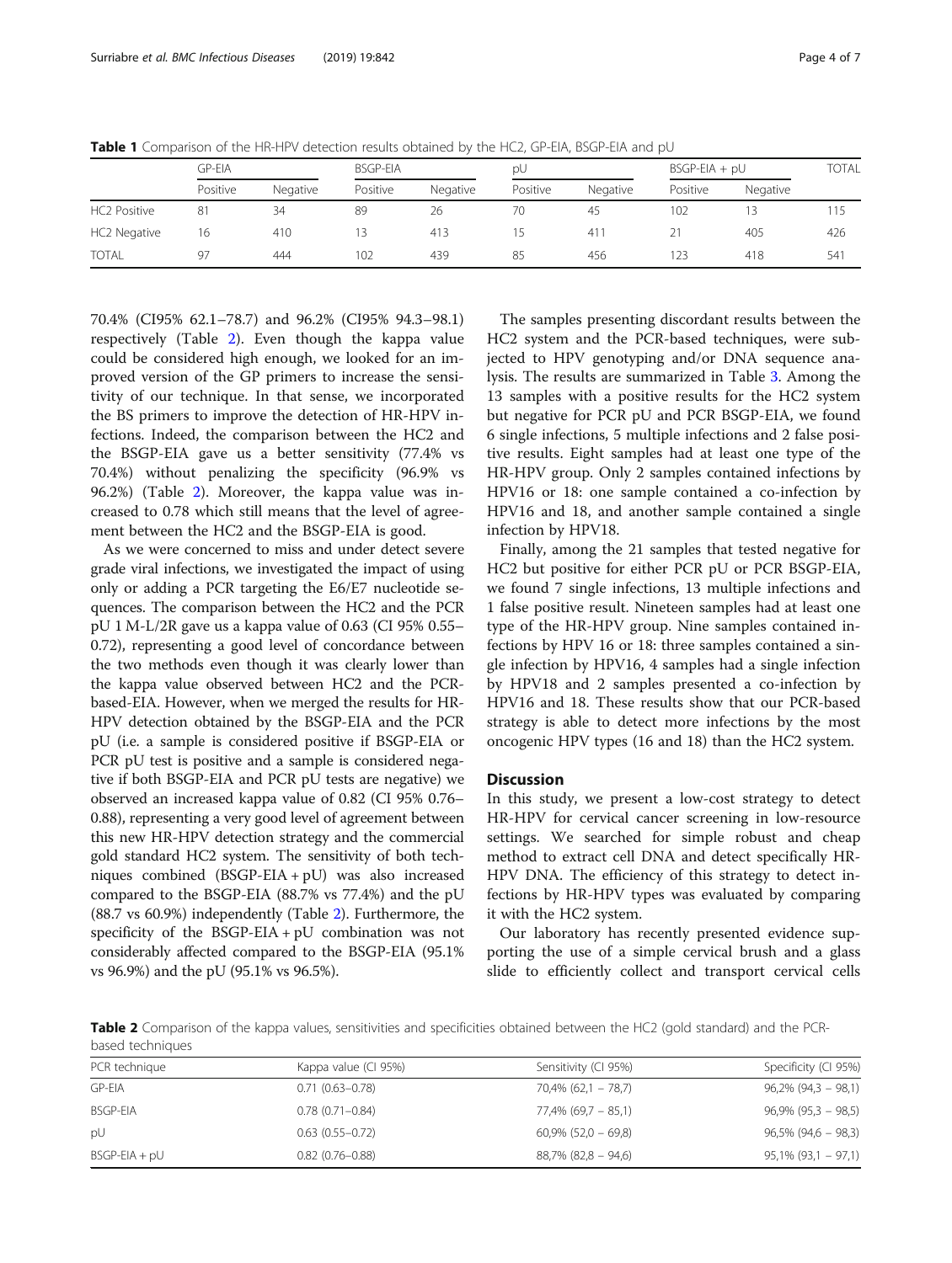**Table 1** Comparison of the HR-HPV detection results obtained by the HC2, GP-EIA, BSGP-EIA and pU

| | GP-EIA | | BSGP-EIA | | pU | | BSGP-EIA + pU | | TOTAL |
|---|---|---|---|---|---|---|---|---|---|
| | Positive | Negative | Positive | Negative | Positive | Negative | Positive | Negative | |
| HC2 Positive | 81 | 34 | 89 | 26 | 70 | 45 | 102 | 13 | 115 |
| HC2 Negative | 16 | 410 | 13 | 413 | 15 | 411 | 21 | 405 | 426 |
| TOTAL | 97 | 444 | 102 | 439 | 85 | 456 | 123 | 418 | 541 |

70.4% (CI95% 62.1–78.7) and 96.2% (CI95% 94.3–98.1) respectively (Table 2). Even though the kappa value could be considered high enough, we looked for an improved version of the GP primers to increase the sensitivity of our technique. In that sense, we incorporated the BS primers to improve the detection of HR-HPV infections. Indeed, the comparison between the HC2 and the BSGP-EIA gave us a better sensitivity (77.4% vs 70.4%) without penalizing the specificity (96.9% vs 96.2%) (Table 2). Moreover, the kappa value was increased to 0.78 which still means that the level of agreement between the HC2 and the BSGP-EIA is good.

As we were concerned to miss and under detect severe grade viral infections, we investigated the impact of using only or adding a PCR targeting the E6/E7 nucleotide sequences. The comparison between the HC2 and the PCR pU 1 M-L/2R gave us a kappa value of 0.63 (CI 95% 0.55–0.72), representing a good level of concordance between the two methods even though it was clearly lower than the kappa value observed between HC2 and the PCR-based-EIA. However, when we merged the results for HR-HPV detection obtained by the BSGP-EIA and the PCR pU (i.e. a sample is considered positive if BSGP-EIA or PCR pU test is positive and a sample is considered negative if both BSGP-EIA and PCR pU tests are negative) we observed an increased kappa value of 0.82 (CI 95% 0.76–0.88), representing a very good level of agreement between this new HR-HPV detection strategy and the commercial gold standard HC2 system. The sensitivity of both techniques combined (BSGP-EIA + pU) was also increased compared to the BSGP-EIA (88.7% vs 77.4%) and the pU (88.7 vs 60.9%) independently (Table 2). Furthermore, the specificity of the BSGP-EIA + pU combination was not considerably affected compared to the BSGP-EIA (95.1% vs 96.9%) and the pU (95.1% vs 96.5%).

The samples presenting discordant results between the HC2 system and the PCR-based techniques, were subjected to HPV genotyping and/or DNA sequence analysis. The results are summarized in Table 3. Among the 13 samples with a positive results for the HC2 system but negative for PCR pU and PCR BSGP-EIA, we found 6 single infections, 5 multiple infections and 2 false positive results. Eight samples had at least one type of the HR-HPV group. Only 2 samples contained infections by HPV16 or 18: one sample contained a co-infection by HPV16 and 18, and another sample contained a single infection by HPV18.

Finally, among the 21 samples that tested negative for HC2 but positive for either PCR pU or PCR BSGP-EIA, we found 7 single infections, 13 multiple infections and 1 false positive result. Nineteen samples had at least one type of the HR-HPV group. Nine samples contained infections by HPV 16 or 18: three samples contained a single infection by HPV16, 4 samples had a single infection by HPV18 and 2 samples presented a co-infection by HPV16 and 18. These results show that our PCR-based strategy is able to detect more infections by the most oncogenic HPV types (16 and 18) than the HC2 system.

## Discussion

In this study, we present a low-cost strategy to detect HR-HPV for cervical cancer screening in low-resource settings. We searched for simple robust and cheap method to extract cell DNA and detect specifically HR-HPV DNA. The efficiency of this strategy to detect infections by HR-HPV types was evaluated by comparing it with the HC2 system.

Our laboratory has recently presented evidence supporting the use of a simple cervical brush and a glass slide to efficiently collect and transport cervical cells

**Table 2** Comparison of the kappa values, sensitivities and specificities obtained between the HC2 (gold standard) and the PCR-based techniques

| PCR technique | Kappa value (CI 95%) | Sensitivity (CI 95%) | Specificity (CI 95%) |
|---|---|---|---|
| GP-EIA | 0.71 (0.63–0.78) | 70,4% (62,1 – 78,7) | 96,2% (94,3 – 98,1) |
| BSGP-EIA | 0.78 (0.71–0.84) | 77,4% (69,7 – 85,1) | 96,9% (95,3 – 98,5) |
| pU | 0.63 (0.55–0.72) | 60,9% (52,0 – 69,8) | 96,5% (94,6 – 98,3) |
| BSGP-EIA + pU | 0.82 (0.76–0.88) | 88,7% (82,8 – 94,6) | 95,1% (93,1 – 97,1) |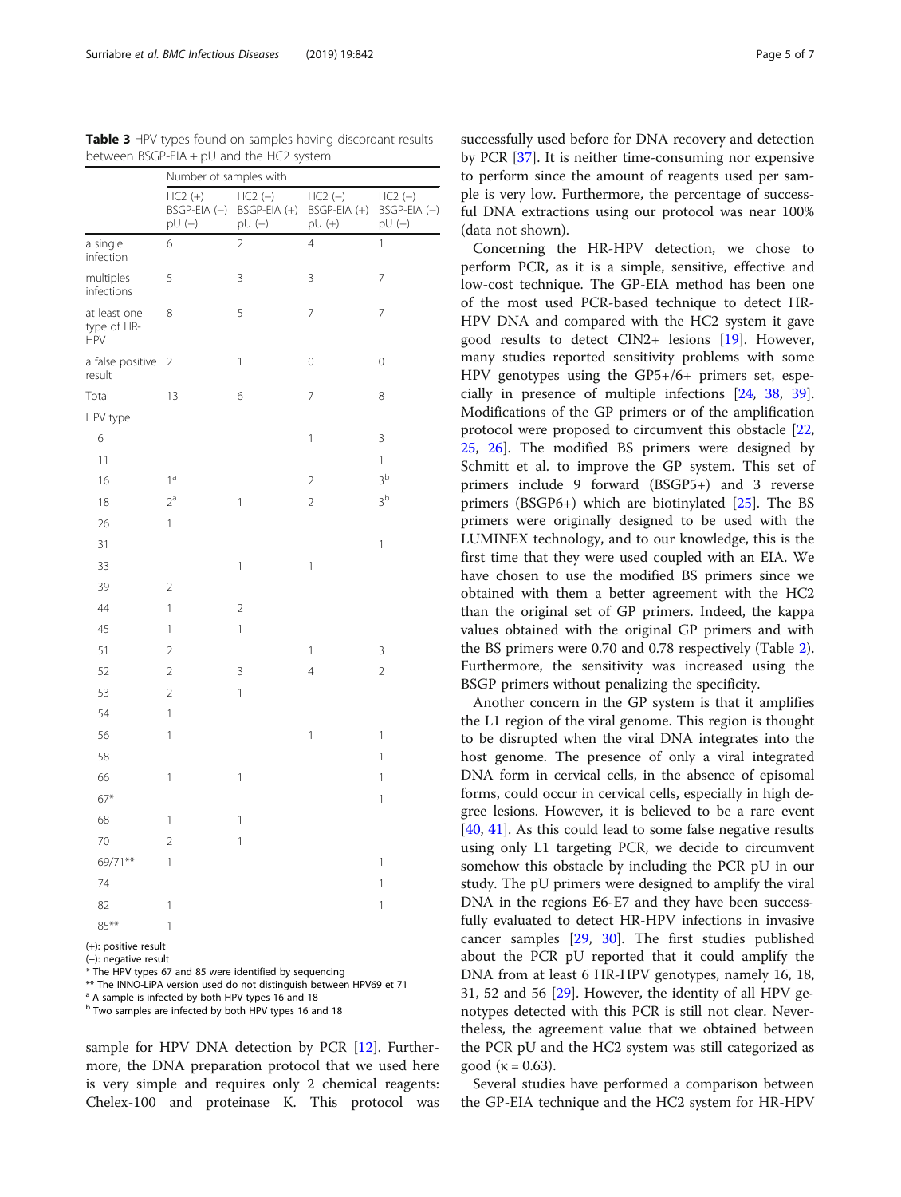**Table 3** HPV types found on samples having discordant results between BSGP-EIA + pU and the HC2 system

| | Number of samples with | | | |
|---|---|---|---|---|
| | HC2 (+) BSGP-EIA (−) pU (−) | HC2 (−) BSGP-EIA (+) pU (−) | HC2 (−) BSGP-EIA (+) pU (+) | HC2 (−) BSGP-EIA (−) pU (+) |
| a single infection | 6 | 2 | 4 | 1 |
| multiples infections | 5 | 3 | 3 | 7 |
| at least one type of HR-HPV | 8 | 5 | 7 | 7 |
| a false positive result | 2 | 1 | 0 | 0 |
| Total | 13 | 6 | 7 | 8 |
| HPV type | | | | |
| 6 | | | 1 | 3 |
| 11 | | | | 1 |
| 16 | 1[a] | | 2 | 3[b] |
| 18 | 2[a] | 1 | 2 | 3[b] |
| 26 | 1 | | | |
| 31 | | | | 1 |
| 33 | | 1 | 1 | |
| 39 | 2 | | | |
| 44 | 1 | 2 | | |
| 45 | 1 | 1 | | |
| 51 | 2 | | 1 | 3 |
| 52 | 2 | 3 | 4 | 2 |
| 53 | 2 | 1 | | |
| 54 | 1 | | | |
| 56 | 1 | | 1 | 1 |
| 58 | | | | 1 |
| 66 | 1 | 1 | | 1 |
| 67* | | | | 1 |
| 68 | 1 | 1 | | |
| 70 | 2 | 1 | | |
| 69/71** | 1 | | | 1 |
| 74 | | | | 1 |
| 82 | 1 | | | 1 |
| 85** | 1 | | | |

(+): positive result
(−): negative result
* The HPV types 67 and 85 were identified by sequencing
** The INNO-LiPA version used do not distinguish between HPV69 et 71
[a] A sample is infected by both HPV types 16 and 18
[b] Two samples are infected by both HPV types 16 and 18

sample for HPV DNA detection by PCR [12]. Furthermore, the DNA preparation protocol that we used here is very simple and requires only 2 chemical reagents: Chelex-100 and proteinase K. This protocol was successfully used before for DNA recovery and detection by PCR [37]. It is neither time-consuming nor expensive to perform since the amount of reagents used per sample is very low. Furthermore, the percentage of successful DNA extractions using our protocol was near 100% (data not shown).

Concerning the HR-HPV detection, we chose to perform PCR, as it is a simple, sensitive, effective and low-cost technique. The GP-EIA method has been one of the most used PCR-based technique to detect HR-HPV DNA and compared with the HC2 system it gave good results to detect CIN2+ lesions [19]. However, many studies reported sensitivity problems with some HPV genotypes using the GP5+/6+ primers set, especially in presence of multiple infections [24, 38, 39]. Modifications of the GP primers or of the amplification protocol were proposed to circumvent this obstacle [22, 25, 26]. The modified BS primers were designed by Schmitt et al. to improve the GP system. This set of primers include 9 forward (BSGP5+) and 3 reverse primers (BSGP6+) which are biotinylated [25]. The BS primers were originally designed to be used with the LUMINEX technology, and to our knowledge, this is the first time that they were used coupled with an EIA. We have chosen to use the modified BS primers since we obtained with them a better agreement with the HC2 than the original set of GP primers. Indeed, the kappa values obtained with the original GP primers and with the BS primers were 0.70 and 0.78 respectively (Table 2). Furthermore, the sensitivity was increased using the BSGP primers without penalizing the specificity.

Another concern in the GP system is that it amplifies the L1 region of the viral genome. This region is thought to be disrupted when the viral DNA integrates into the host genome. The presence of only a viral integrated DNA form in cervical cells, in the absence of episomal forms, could occur in cervical cells, especially in high degree lesions. However, it is believed to be a rare event [40, 41]. As this could lead to some false negative results using only L1 targeting PCR, we decide to circumvent somehow this obstacle by including the PCR pU in our study. The pU primers were designed to amplify the viral DNA in the regions E6-E7 and they have been successfully evaluated to detect HR-HPV infections in invasive cancer samples [29, 30]. The first studies published about the PCR pU reported that it could amplify the DNA from at least 6 HR-HPV genotypes, namely 16, 18, 31, 52 and 56 [29]. However, the identity of all HPV genotypes detected with this PCR is still not clear. Nevertheless, the agreement value that we obtained between the PCR pU and the HC2 system was still categorized as good ($\kappa = 0.63$).

Several studies have performed a comparison between the GP-EIA technique and the HC2 system for HR-HPV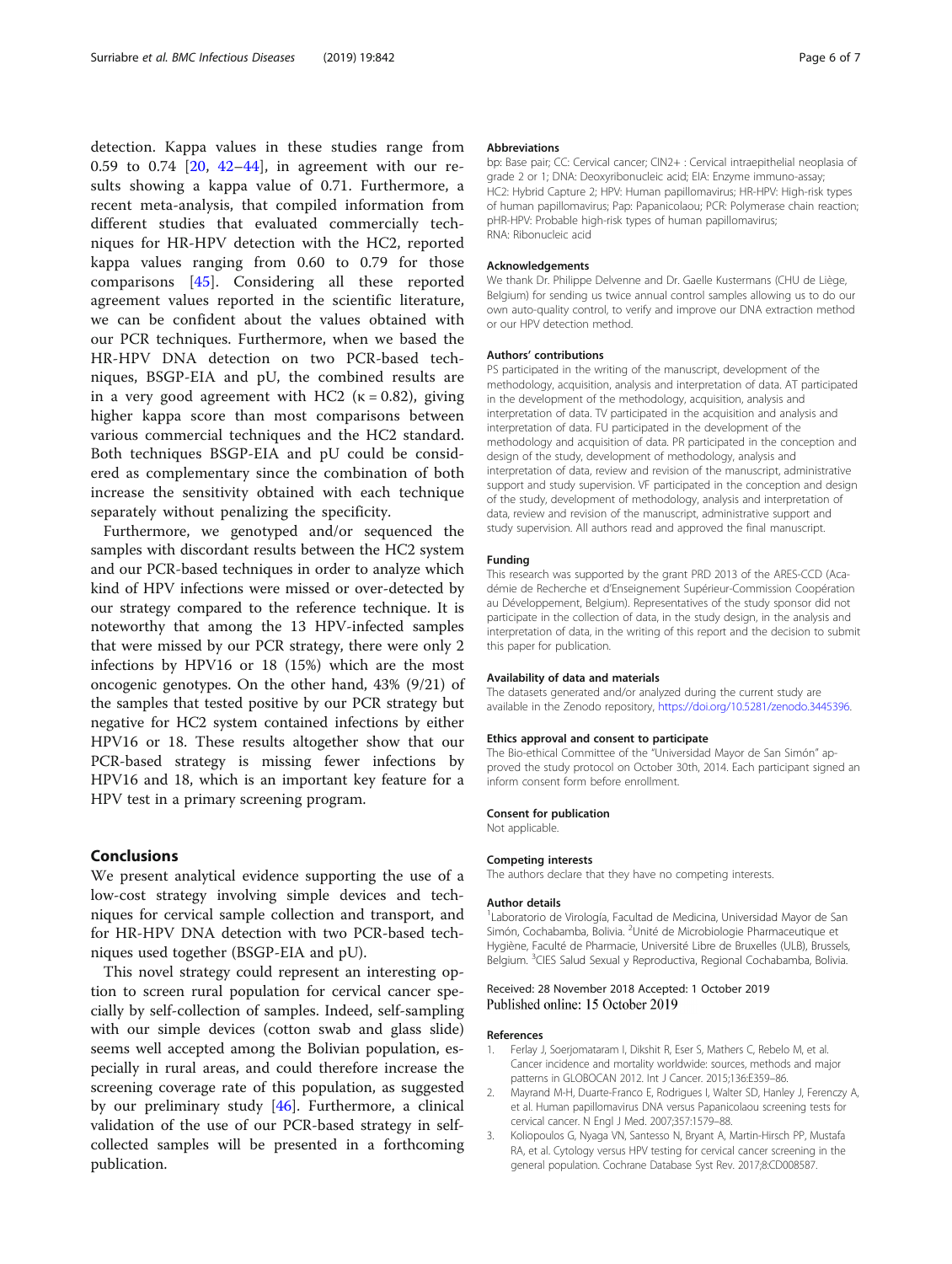detection. Kappa values in these studies range from 0.59 to 0.74 [20, 42–44], in agreement with our results showing a kappa value of 0.71. Furthermore, a recent meta-analysis, that compiled information from different studies that evaluated commercially techniques for HR-HPV detection with the HC2, reported kappa values ranging from 0.60 to 0.79 for those comparisons [45]. Considering all these reported agreement values reported in the scientific literature, we can be confident about the values obtained with our PCR techniques. Furthermore, when we based the HR-HPV DNA detection on two PCR-based techniques, BSGP-EIA and pU, the combined results are in a very good agreement with HC2 (κ = 0.82), giving higher kappa score than most comparisons between various commercial techniques and the HC2 standard. Both techniques BSGP-EIA and pU could be considered as complementary since the combination of both increase the sensitivity obtained with each technique separately without penalizing the specificity.

Furthermore, we genotyped and/or sequenced the samples with discordant results between the HC2 system and our PCR-based techniques in order to analyze which kind of HPV infections were missed or over-detected by our strategy compared to the reference technique. It is noteworthy that among the 13 HPV-infected samples that were missed by our PCR strategy, there were only 2 infections by HPV16 or 18 (15%) which are the most oncogenic genotypes. On the other hand, 43% (9/21) of the samples that tested positive by our PCR strategy but negative for HC2 system contained infections by either HPV16 or 18. These results altogether show that our PCR-based strategy is missing fewer infections by HPV16 and 18, which is an important key feature for a HPV test in a primary screening program.

## Conclusions

We present analytical evidence supporting the use of a low-cost strategy involving simple devices and techniques for cervical sample collection and transport, and for HR-HPV DNA detection with two PCR-based techniques used together (BSGP-EIA and pU).

This novel strategy could represent an interesting option to screen rural population for cervical cancer specially by self-collection of samples. Indeed, self-sampling with our simple devices (cotton swab and glass slide) seems well accepted among the Bolivian population, especially in rural areas, and could therefore increase the screening coverage rate of this population, as suggested by our preliminary study [46]. Furthermore, a clinical validation of the use of our PCR-based strategy in self-collected samples will be presented in a forthcoming publication.

### Abbreviations

bp: Base pair; CC: Cervical cancer; CIN2+ : Cervical intraepithelial neoplasia of grade 2 or 1; DNA: Deoxyribonucleic acid; EIA: Enzyme immuno-assay; HC2: Hybrid Capture 2; HPV: Human papillomavirus; HR-HPV: High-risk types of human papillomavirus; Pap: Papanicolaou; PCR: Polymerase chain reaction; pHR-HPV: Probable high-risk types of human papillomavirus; RNA: Ribonucleic acid

### Acknowledgements

We thank Dr. Philippe Delvenne and Dr. Gaelle Kustermans (CHU de Liège, Belgium) for sending us twice annual control samples allowing us to do our own auto-quality control, to verify and improve our DNA extraction method or our HPV detection method.

### Authors' contributions

PS participated in the writing of the manuscript, development of the methodology, acquisition, analysis and interpretation of data. AT participated in the development of the methodology, acquisition, analysis and interpretation of data. TV participated in the acquisition and analysis and interpretation of data. FU participated in the development of the methodology and acquisition of data. PR participated in the conception and design of the study, development of methodology, analysis and interpretation of data, review and revision of the manuscript, administrative support and study supervision. VF participated in the conception and design of the study, development of methodology, analysis and interpretation of data, review and revision of the manuscript, administrative support and study supervision. All authors read and approved the final manuscript.

### Funding

This research was supported by the grant PRD 2013 of the ARES-CCD (Académie de Recherche et d'Enseignement Supérieur-Commission Coopération au Développement, Belgium). Representatives of the study sponsor did not participate in the collection of data, in the study design, in the analysis and interpretation of data, in the writing of this report and the decision to submit this paper for publication.

### Availability of data and materials

The datasets generated and/or analyzed during the current study are available in the Zenodo repository, https://doi.org/10.5281/zenodo.3445396.

### Ethics approval and consent to participate

The Bio-ethical Committee of the "Universidad Mayor de San Simón" approved the study protocol on October 30th, 2014. Each participant signed an inform consent form before enrollment.

### Consent for publication

Not applicable.

### Competing interests

The authors declare that they have no competing interests.

### Author details

[1]Laboratorio de Virología, Facultad de Medicina, Universidad Mayor de San Simón, Cochabamba, Bolivia. [2]Unité de Microbiologie Pharmaceutique et Hygiène, Faculté de Pharmacie, Université Libre de Bruxelles (ULB), Brussels, Belgium. [3]CIES Salud Sexual y Reproductiva, Regional Cochabamba, Bolivia.

Received: 28 November 2018 Accepted: 1 October 2019
Published online: 15 October 2019

### References

1. Ferlay J, Soerjomataram I, Dikshit R, Eser S, Mathers C, Rebelo M, et al. Cancer incidence and mortality worldwide: sources, methods and major patterns in GLOBOCAN 2012. Int J Cancer. 2015;136:E359–86.
2. Mayrand M-H, Duarte-Franco E, Rodrigues I, Walter SD, Hanley J, Ferenczy A, et al. Human papillomavirus DNA versus Papanicolaou screening tests for cervical cancer. N Engl J Med. 2007;357:1579–88.
3. Koliopoulos G, Nyaga VN, Santesso N, Bryant A, Martin-Hirsch PP, Mustafa RA, et al. Cytology versus HPV testing for cervical cancer screening in the general population. Cochrane Database Syst Rev. 2017;8:CD008587.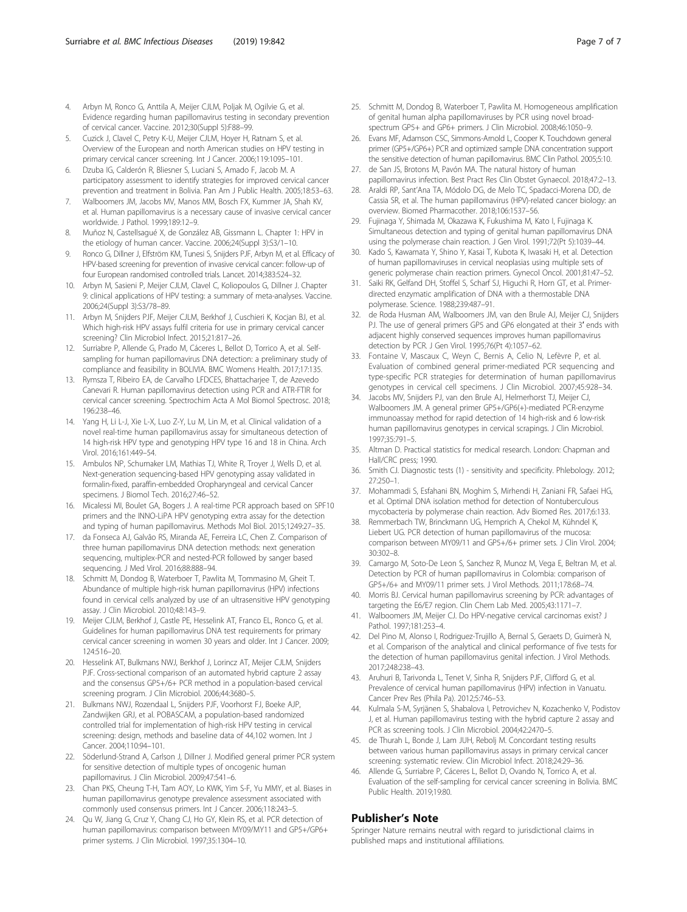4. Arbyn M, Ronco G, Anttila A, Meijer CJLM, Poljak M, Ogilvie G, et al. Evidence regarding human papillomavirus testing in secondary prevention of cervical cancer. Vaccine. 2012;30(Suppl 5):F88–99.
5. Cuzick J, Clavel C, Petry K-U, Meijer CJLM, Hoyer H, Ratnam S, et al. Overview of the European and north American studies on HPV testing in primary cervical cancer screening. Int J Cancer. 2006;119:1095–101.
6. Dzuba IG, Calderón R, Bliesner S, Luciani S, Amado F, Jacob M. A participatory assessment to identify strategies for improved cervical cancer prevention and treatment in Bolivia. Pan Am J Public Health. 2005;18:53–63.
7. Walboomers JM, Jacobs MV, Manos MM, Bosch FX, Kummer JA, Shah KV, et al. Human papillomavirus is a necessary cause of invasive cervical cancer worldwide. J Pathol. 1999;189:12–9.
8. Muñoz N, Castellsagué X, de González AB, Gissmann L. Chapter 1: HPV in the etiology of human cancer. Vaccine. 2006;24(Suppl 3):S3/1–10.
9. Ronco G, Dillner J, Elfström KM, Tunesi S, Snijders PJF, Arbyn M, et al. Efficacy of HPV-based screening for prevention of invasive cervical cancer: follow-up of four European randomised controlled trials. Lancet. 2014;383:524–32.
10. Arbyn M, Sasieni P, Meijer CJLM, Clavel C, Koliopoulos G, Dillner J. Chapter 9: clinical applications of HPV testing: a summary of meta-analyses. Vaccine. 2006;24(Suppl 3):S3/78–89.
11. Arbyn M, Snijders PJF, Meijer CJLM, Berkhof J, Cuschieri K, Kocjan BJ, et al. Which high-risk HPV assays fulfil criteria for use in primary cervical cancer screening? Clin Microbiol Infect. 2015;21:817–26.
12. Surriabre P, Allende G, Prado M, Cáceres L, Bellot D, Torrico A, et al. Self-sampling for human papillomavirus DNA detection: a preliminary study of compliance and feasibility in BOLIVIA. BMC Womens Health. 2017;17:135.
13. Rymsza T, Ribeiro EA, de Carvalho LFDCES, Bhattacharjee T, de Azevedo Canevari R. Human papillomavirus detection using PCR and ATR-FTIR for cervical cancer screening. Spectrochim Acta A Mol Biomol Spectrosc. 2018; 196:238–46.
14. Yang H, Li L-J, Xie L-X, Luo Z-Y, Lu M, Lin M, et al. Clinical validation of a novel real-time human papillomavirus assay for simultaneous detection of 14 high-risk HPV type and genotyping HPV type 16 and 18 in China. Arch Virol. 2016;161:449–54.
15. Ambulos NP, Schumaker LM, Mathias TJ, White R, Troyer J, Wells D, et al. Next-generation sequencing-based HPV genotyping assay validated in formalin-fixed, paraffin-embedded Oropharyngeal and cervical Cancer specimens. J Biomol Tech. 2016;27:46–52.
16. Micalessi MI, Boulet GA, Bogers J. A real-time PCR approach based on SPF10 primers and the INNO-LiPA HPV genotyping extra assay for the detection and typing of human papillomavirus. Methods Mol Biol. 2015;1249:27–35.
17. da Fonseca AJ, Galvão RS, Miranda AE, Ferreira LC, Chen Z. Comparison of three human papillomavirus DNA detection methods: next generation sequencing, multiplex-PCR and nested-PCR followed by sanger based sequencing. J Med Virol. 2016;88:888–94.
18. Schmitt M, Dondog B, Waterboer T, Pawlita M, Tommasino M, Gheit T. Abundance of multiple high-risk human papillomavirus (HPV) infections found in cervical cells analyzed by use of an ultrasensitive HPV genotyping assay. J Clin Microbiol. 2010;48:143–9.
19. Meijer CJLM, Berkhof J, Castle PE, Hesselink AT, Franco EL, Ronco G, et al. Guidelines for human papillomavirus DNA test requirements for primary cervical cancer screening in women 30 years and older. Int J Cancer. 2009; 124:516–20.
20. Hesselink AT, Bulkmans NWJ, Berkhof J, Lorincz AT, Meijer CJLM, Snijders PJF. Cross-sectional comparison of an automated hybrid capture 2 assay and the consensus GP5+/6+ PCR method in a population-based cervical screening program. J Clin Microbiol. 2006;44:3680–5.
21. Bulkmans NWJ, Rozendaal L, Snijders PJF, Voorhorst FJ, Boeke AJP, Zandwijken GRJ, et al. POBASCAM, a population-based randomized controlled trial for implementation of high-risk HPV testing in cervical screening: design, methods and baseline data of 44,102 women. Int J Cancer. 2004;110:94–101.
22. Söderlund-Strand A, Carlson J, Dillner J. Modified general primer PCR system for sensitive detection of multiple types of oncogenic human papillomavirus. J Clin Microbiol. 2009;47:541–6.
23. Chan PKS, Cheung T-H, Tam AOY, Lo KWK, Yim S-F, Yu MMY, et al. Biases in human papillomavirus genotype prevalence assessment associated with commonly used consensus primers. Int J Cancer. 2006;118:243–5.
24. Qu W, Jiang G, Cruz Y, Chang CJ, Ho GY, Klein RS, et al. PCR detection of human papillomavirus: comparison between MY09/MY11 and GP5+/GP6+ primer systems. J Clin Microbiol. 1997;35:1304–10.
25. Schmitt M, Dondog B, Waterboer T, Pawlita M. Homogeneous amplification of genital human alpha papillomaviruses by PCR using novel broad-spectrum GP5+ and GP6+ primers. J Clin Microbiol. 2008;46:1050–9.
26. Evans MF, Adamson CSC, Simmons-Arnold L, Cooper K. Touchdown general primer (GP5+/GP6+) PCR and optimized sample DNA concentration support the sensitive detection of human papillomavirus. BMC Clin Pathol. 2005;5:10.
27. de San JS, Brotons M, Pavón MA. The natural history of human papillomavirus infection. Best Pract Res Clin Obstet Gynaecol. 2018;47:2–13.
28. Araldi RP, Sant'Ana TA, Módolo DG, de Melo TC, Spadacci-Morena DD, de Cassia SR, et al. The human papillomavirus (HPV)-related cancer biology: an overview. Biomed Pharmacother. 2018;106:1537–56.
29. Fujinaga Y, Shimada M, Okazawa K, Fukushima M, Kato I, Fujinaga K. Simultaneous detection and typing of genital human papillomavirus DNA using the polymerase chain reaction. J Gen Virol. 1991;72(Pt 5):1039–44.
30. Kado S, Kawamata Y, Shino Y, Kasai T, Kubota K, Iwasaki H, et al. Detection of human papillomaviruses in cervical neoplasias using multiple sets of generic polymerase chain reaction primers. Gynecol Oncol. 2001;81:47–52.
31. Saiki RK, Gelfand DH, Stoffel S, Scharf SJ, Higuchi R, Horn GT, et al. Primer-directed enzymatic amplification of DNA with a thermostable DNA polymerase. Science. 1988;239:487–91.
32. de Roda Husman AM, Walboomers JM, van den Brule AJ, Meijer CJ, Snijders PJ. The use of general primers GP5 and GP6 elongated at their 3′ ends with adjacent highly conserved sequences improves human papillomavirus detection by PCR. J Gen Virol. 1995;76(Pt 4):1057–62.
33. Fontaine V, Mascaux C, Weyn C, Bernis A, Celio N, Lefèvre P, et al. Evaluation of combined general primer-mediated PCR sequencing and type-specific PCR strategies for determination of human papillomavirus genotypes in cervical cell specimens. J Clin Microbiol. 2007;45:928–34.
34. Jacobs MV, Snijders PJ, van den Brule AJ, Helmerhorst TJ, Meijer CJ, Walboomers JM. A general primer GP5+/GP6(+)-mediated PCR-enzyme immunoassay method for rapid detection of 14 high-risk and 6 low-risk human papillomavirus genotypes in cervical scrapings. J Clin Microbiol. 1997;35:791–5.
35. Altman D. Practical statistics for medical research. London: Chapman and Hall/CRC press; 1990.
36. Smith CJ. Diagnostic tests (1) - sensitivity and specificity. Phlebology. 2012; 27:250–1.
37. Mohammadi S, Esfahani BN, Moghim S, Mirhendi H, Zaniani FR, Safaei HG, et al. Optimal DNA isolation method for detection of Nontuberculous mycobacteria by polymerase chain reaction. Adv Biomed Res. 2017;6:133.
38. Remmerbach TW, Brinckmann UG, Hemprich A, Chekol M, Kühndel K, Liebert UG. PCR detection of human papillomavirus of the mucosa: comparison between MY09/11 and GP5+/6+ primer sets. J Clin Virol. 2004; 30:302–8.
39. Camargo M, Soto-De Leon S, Sanchez R, Munoz M, Vega E, Beltran M, et al. Detection by PCR of human papillomavirus in Colombia: comparison of GP5+/6+ and MY09/11 primer sets. J Virol Methods. 2011;178:68–74.
40. Morris BJ. Cervical human papillomavirus screening by PCR: advantages of targeting the E6/E7 region. Clin Chem Lab Med. 2005;43:1171–7.
41. Walboomers JM, Meijer CJ. Do HPV-negative cervical carcinomas exist? J Pathol. 1997;181:253–4.
42. Del Pino M, Alonso I, Rodriguez-Trujillo A, Bernal S, Geraets D, Guimerà N, et al. Comparison of the analytical and clinical performance of five tests for the detection of human papillomavirus genital infection. J Virol Methods. 2017;248:238–43.
43. Aruhuri B, Tarivonda L, Tenet V, Sinha R, Snijders PJF, Clifford G, et al. Prevalence of cervical human papillomavirus (HPV) infection in Vanuatu. Cancer Prev Res (Phila Pa). 2012;5:746–53.
44. Kulmala S-M, Syrjänen S, Shabalova I, Petrovichev N, Kozachenko V, Podistov J, et al. Human papillomavirus testing with the hybrid capture 2 assay and PCR as screening tools. J Clin Microbiol. 2004;42:2470–5.
45. de Thurah L, Bonde J, Lam JUH, Rebolj M. Concordant testing results between various human papillomavirus assays in primary cervical cancer screening: systematic review. Clin Microbiol Infect. 2018;24:29–36.
46. Allende G, Surriabre P, Cáceres L, Bellot D, Ovando N, Torrico A, et al. Evaluation of the self-sampling for cervical cancer screening in Bolivia. BMC Public Health. 2019;19:80.

## Publisher's Note

Springer Nature remains neutral with regard to jurisdictional claims in published maps and institutional affiliations.